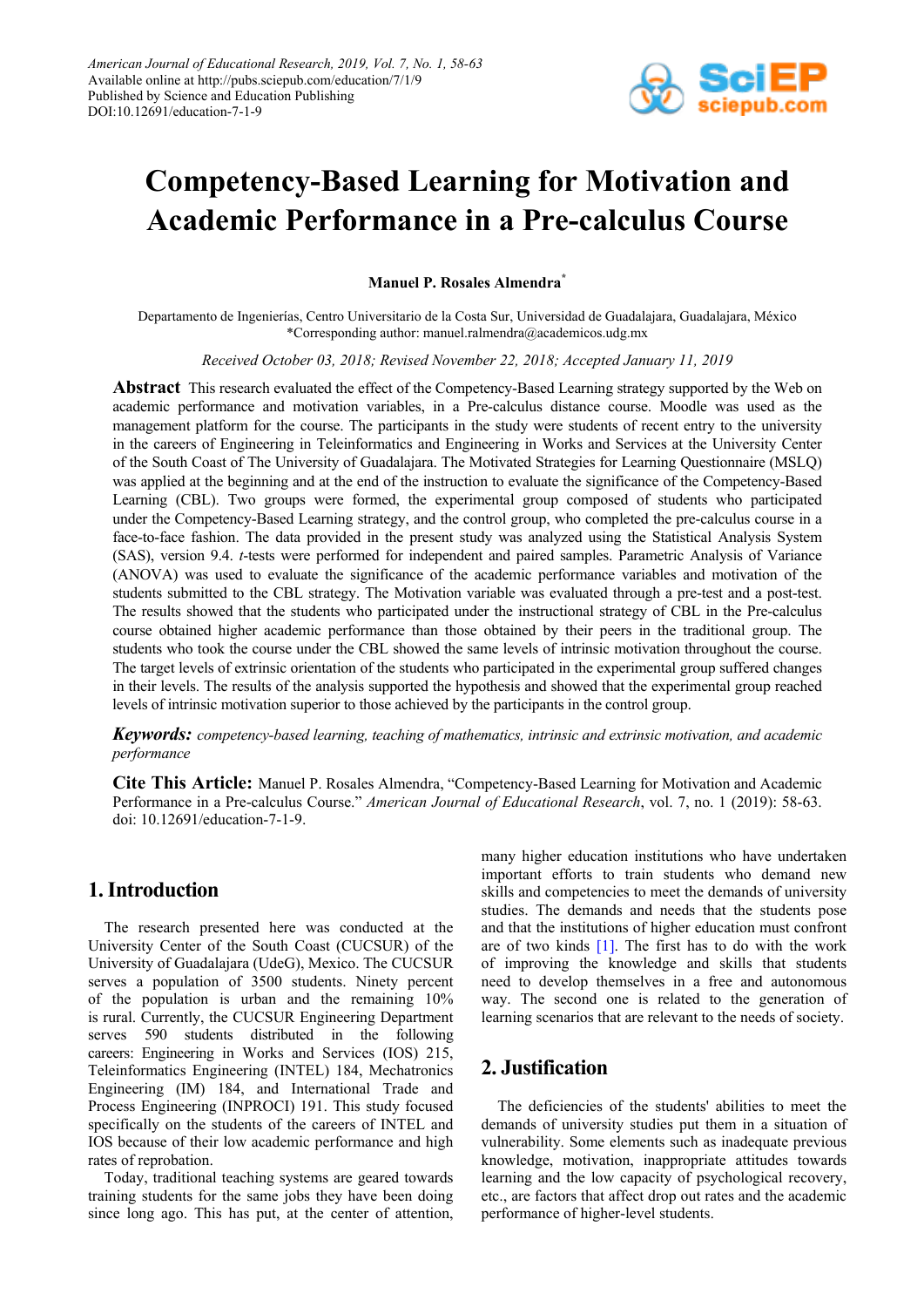# Competency-Based Learning for Motivation and Academic Performance in a Pre-calculus Course

**Manuel P. Rosales Almendra***

Departamento de Ingenierías, Centro Universitario de la Costa Sur, Universidad de Guadalajara, Guadalajara, México
*Corresponding author: manuel.ralmendra@academicos.udg.mx

*Received October 03, 2018; Revised November 22, 2018; Accepted January 11, 2019*

**Abstract** This research evaluated the effect of the Competency-Based Learning strategy supported by the Web on academic performance and motivation variables, in a Pre-calculus distance course. Moodle was used as the management platform for the course. The participants in the study were students of recent entry to the university in the careers of Engineering in Teleinformatics and Engineering in Works and Services at the University Center of the South Coast of The University of Guadalajara. The Motivated Strategies for Learning Questionnaire (MSLQ) was applied at the beginning and at the end of the instruction to evaluate the significance of the Competency-Based Learning (CBL). Two groups were formed, the experimental group composed of students who participated under the Competency-Based Learning strategy, and the control group, who completed the pre-calculus course in a face-to-face fashion. The data provided in the present study was analyzed using the Statistical Analysis System (SAS), version 9.4. *t*-tests were performed for independent and paired samples. Parametric Analysis of Variance (ANOVA) was used to evaluate the significance of the academic performance variables and motivation of the students submitted to the CBL strategy. The Motivation variable was evaluated through a pre-test and a post-test. The results showed that the students who participated under the instructional strategy of CBL in the Pre-calculus course obtained higher academic performance than those obtained by their peers in the traditional group. The students who took the course under the CBL showed the same levels of intrinsic motivation throughout the course. The target levels of extrinsic orientation of the students who participated in the experimental group suffered changes in their levels. The results of the analysis supported the hypothesis and showed that the experimental group reached levels of intrinsic motivation superior to those achieved by the participants in the control group.

***Keywords:*** *competency-based learning, teaching of mathematics, intrinsic and extrinsic motivation, and academic performance*

**Cite This Article:** Manuel P. Rosales Almendra, "Competency-Based Learning for Motivation and Academic Performance in a Pre-calculus Course." *American Journal of Educational Research*, vol. 7, no. 1 (2019): 58-63. doi: 10.12691/education-7-1-9.

## 1. Introduction

The research presented here was conducted at the University Center of the South Coast (CUCSUR) of the University of Guadalajara (UdeG), Mexico. The CUCSUR serves a population of 3500 students. Ninety percent of the population is urban and the remaining 10% is rural. Currently, the CUCSUR Engineering Department serves 590 students distributed in the following careers: Engineering in Works and Services (IOS) 215, Teleinformatics Engineering (INTEL) 184, Mechatronics Engineering (IM) 184, and International Trade and Process Engineering (INPROCI) 191. This study focused specifically on the students of the careers of INTEL and IOS because of their low academic performance and high rates of reprobation.

Today, traditional teaching systems are geared towards training students for the same jobs they have been doing since long ago. This has put, at the center of attention, many higher education institutions who have undertaken important efforts to train students who demand new skills and competencies to meet the demands of university studies. The demands and needs that the students pose and that the institutions of higher education must confront are of two kinds [1]. The first has to do with the work of improving the knowledge and skills that students need to develop themselves in a free and autonomous way. The second one is related to the generation of learning scenarios that are relevant to the needs of society.

## 2. Justification

The deficiencies of the students' abilities to meet the demands of university studies put them in a situation of vulnerability. Some elements such as inadequate previous knowledge, motivation, inappropriate attitudes towards learning and the low capacity of psychological recovery, etc., are factors that affect drop out rates and the academic performance of higher-level students.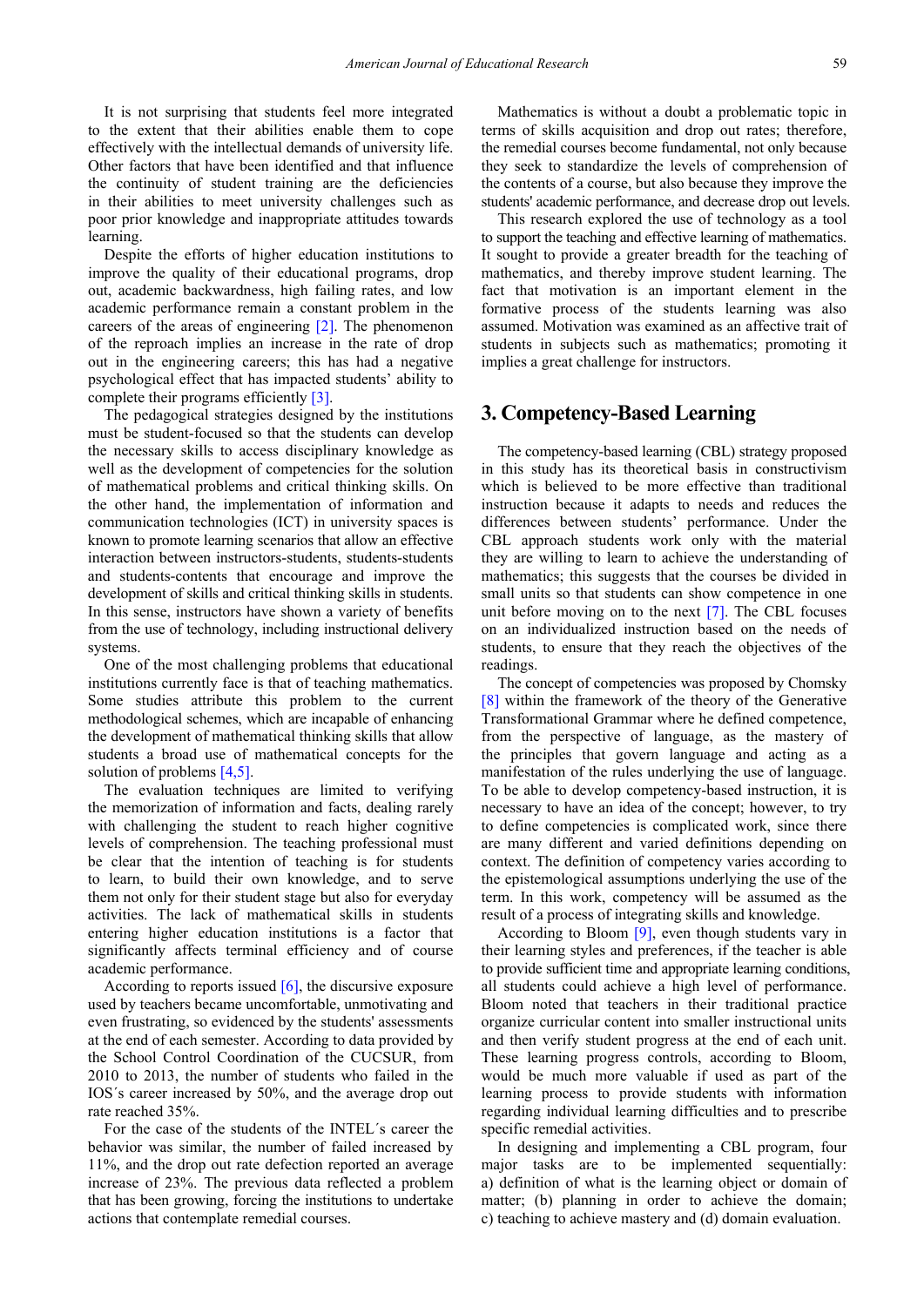It is not surprising that students feel more integrated to the extent that their abilities enable them to cope effectively with the intellectual demands of university life. Other factors that have been identified and that influence the continuity of student training are the deficiencies in their abilities to meet university challenges such as poor prior knowledge and inappropriate attitudes towards learning.

Despite the efforts of higher education institutions to improve the quality of their educational programs, drop out, academic backwardness, high failing rates, and low academic performance remain a constant problem in the careers of the areas of engineering [2]. The phenomenon of the reproach implies an increase in the rate of drop out in the engineering careers; this has had a negative psychological effect that has impacted students' ability to complete their programs efficiently [3].

The pedagogical strategies designed by the institutions must be student-focused so that the students can develop the necessary skills to access disciplinary knowledge as well as the development of competencies for the solution of mathematical problems and critical thinking skills. On the other hand, the implementation of information and communication technologies (ICT) in university spaces is known to promote learning scenarios that allow an effective interaction between instructors-students, students-students and students-contents that encourage and improve the development of skills and critical thinking skills in students. In this sense, instructors have shown a variety of benefits from the use of technology, including instructional delivery systems.

One of the most challenging problems that educational institutions currently face is that of teaching mathematics. Some studies attribute this problem to the current methodological schemes, which are incapable of enhancing the development of mathematical thinking skills that allow students a broad use of mathematical concepts for the solution of problems [4,5].

The evaluation techniques are limited to verifying the memorization of information and facts, dealing rarely with challenging the student to reach higher cognitive levels of comprehension. The teaching professional must be clear that the intention of teaching is for students to learn, to build their own knowledge, and to serve them not only for their student stage but also for everyday activities. The lack of mathematical skills in students entering higher education institutions is a factor that significantly affects terminal efficiency and of course academic performance.

According to reports issued [6], the discursive exposure used by teachers became uncomfortable, unmotivating and even frustrating, so evidenced by the students' assessments at the end of each semester. According to data provided by the School Control Coordination of the CUCSUR, from 2010 to 2013, the number of students who failed in the IOS´s career increased by 50%, and the average drop out rate reached 35%.

For the case of the students of the INTEL´s career the behavior was similar, the number of failed increased by 11%, and the drop out rate defection reported an average increase of 23%. The previous data reflected a problem that has been growing, forcing the institutions to undertake actions that contemplate remedial courses.

Mathematics is without a doubt a problematic topic in terms of skills acquisition and drop out rates; therefore, the remedial courses become fundamental, not only because they seek to standardize the levels of comprehension of the contents of a course, but also because they improve the students' academic performance, and decrease drop out levels.

This research explored the use of technology as a tool to support the teaching and effective learning of mathematics. It sought to provide a greater breadth for the teaching of mathematics, and thereby improve student learning. The fact that motivation is an important element in the formative process of the students learning was also assumed. Motivation was examined as an affective trait of students in subjects such as mathematics; promoting it implies a great challenge for instructors.

## 3. Competency-Based Learning

The competency-based learning (CBL) strategy proposed in this study has its theoretical basis in constructivism which is believed to be more effective than traditional instruction because it adapts to needs and reduces the differences between students' performance. Under the CBL approach students work only with the material they are willing to learn to achieve the understanding of mathematics; this suggests that the courses be divided in small units so that students can show competence in one unit before moving on to the next [7]. The CBL focuses on an individualized instruction based on the needs of students, to ensure that they reach the objectives of the readings.

The concept of competencies was proposed by Chomsky [8] within the framework of the theory of the Generative Transformational Grammar where he defined competence, from the perspective of language, as the mastery of the principles that govern language and acting as a manifestation of the rules underlying the use of language. To be able to develop competency-based instruction, it is necessary to have an idea of the concept; however, to try to define competencies is complicated work, since there are many different and varied definitions depending on context. The definition of competency varies according to the epistemological assumptions underlying the use of the term. In this work, competency will be assumed as the result of a process of integrating skills and knowledge.

According to Bloom [9], even though students vary in their learning styles and preferences, if the teacher is able to provide sufficient time and appropriate learning conditions, all students could achieve a high level of performance. Bloom noted that teachers in their traditional practice organize curricular content into smaller instructional units and then verify student progress at the end of each unit. These learning progress controls, according to Bloom, would be much more valuable if used as part of the learning process to provide students with information regarding individual learning difficulties and to prescribe specific remedial activities.

In designing and implementing a CBL program, four major tasks are to be implemented sequentially: a) definition of what is the learning object or domain of matter; (b) planning in order to achieve the domain; c) teaching to achieve mastery and (d) domain evaluation.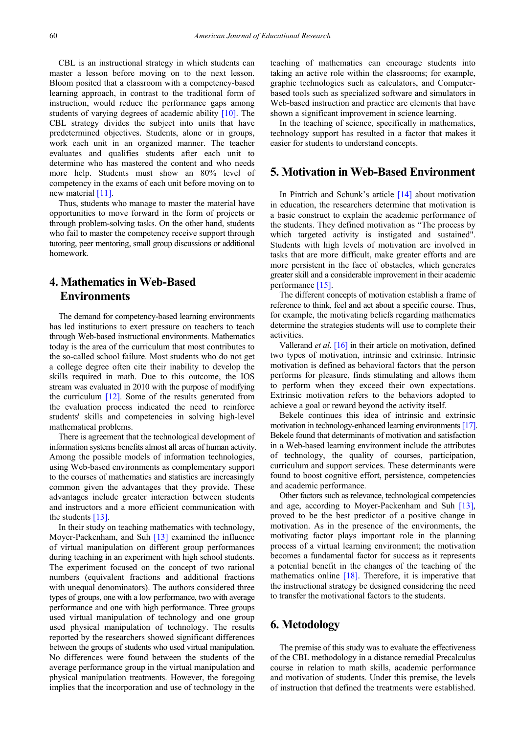CBL is an instructional strategy in which students can master a lesson before moving on to the next lesson. Bloom posited that a classroom with a competency-based learning approach, in contrast to the traditional form of instruction, would reduce the performance gaps among students of varying degrees of academic ability [10]. The CBL strategy divides the subject into units that have predetermined objectives. Students, alone or in groups, work each unit in an organized manner. The teacher evaluates and qualifies students after each unit to determine who has mastered the content and who needs more help. Students must show an 80% level of competency in the exams of each unit before moving on to new material [11].

Thus, students who manage to master the material have opportunities to move forward in the form of projects or through problem-solving tasks. On the other hand, students who fail to master the competency receive support through tutoring, peer mentoring, small group discussions or additional homework.

## 4. Mathematics in Web-Based Environments

The demand for competency-based learning environments has led institutions to exert pressure on teachers to teach through Web-based instructional environments. Mathematics today is the area of the curriculum that most contributes to the so-called school failure. Most students who do not get a college degree often cite their inability to develop the skills required in math. Due to this outcome, the IOS stream was evaluated in 2010 with the purpose of modifying the curriculum [12]. Some of the results generated from the evaluation process indicated the need to reinforce students' skills and competencies in solving high-level mathematical problems.

There is agreement that the technological development of information systems benefits almost all areas of human activity. Among the possible models of information technologies, using Web-based environments as complementary support to the courses of mathematics and statistics are increasingly common given the advantages that they provide. These advantages include greater interaction between students and instructors and a more efficient communication with the students [13].

In their study on teaching mathematics with technology, Moyer-Packenham, and Suh [13] examined the influence of virtual manipulation on different group performances during teaching in an experiment with high school students. The experiment focused on the concept of two rational numbers (equivalent fractions and additional fractions with unequal denominators). The authors considered three types of groups, one with a low performance, two with average performance and one with high performance. Three groups used virtual manipulation of technology and one group used physical manipulation of technology. The results reported by the researchers showed significant differences between the groups of students who used virtual manipulation. No differences were found between the students of the average performance group in the virtual manipulation and physical manipulation treatments. However, the foregoing implies that the incorporation and use of technology in the teaching of mathematics can encourage students into taking an active role within the classrooms; for example, graphic technologies such as calculators, and Computer-based tools such as specialized software and simulators in Web-based instruction and practice are elements that have shown a significant improvement in science learning.

In the teaching of science, specifically in mathematics, technology support has resulted in a factor that makes it easier for students to understand concepts.

## 5. Motivation in Web-Based Environment

In Pintrich and Schunk's article [14] about motivation in education, the researchers determine that motivation is a basic construct to explain the academic performance of the students. They defined motivation as "The process by which targeted activity is instigated and sustained". Students with high levels of motivation are involved in tasks that are more difficult, make greater efforts and are more persistent in the face of obstacles, which generates greater skill and a considerable improvement in their academic performance [15].

The different concepts of motivation establish a frame of reference to think, feel and act about a specific course. Thus, for example, the motivating beliefs regarding mathematics determine the strategies students will use to complete their activities.

Vallerand *et al*. [16] in their article on motivation, defined two types of motivation, intrinsic and extrinsic. Intrinsic motivation is defined as behavioral factors that the person performs for pleasure, finds stimulating and allows them to perform when they exceed their own expectations. Extrinsic motivation refers to the behaviors adopted to achieve a goal or reward beyond the activity itself.

Bekele continues this idea of intrinsic and extrinsic motivation in technology-enhanced learning environments [17]. Bekele found that determinants of motivation and satisfaction in a Web-based learning environment include the attributes of technology, the quality of courses, participation, curriculum and support services. These determinants were found to boost cognitive effort, persistence, competencies and academic performance.

Other factors such as relevance, technological competencies and age, according to Moyer-Packenham and Suh [13], proved to be the best predictor of a positive change in motivation. As in the presence of the environments, the motivating factor plays important role in the planning process of a virtual learning environment; the motivation becomes a fundamental factor for success as it represents a potential benefit in the changes of the teaching of the mathematics online [18]. Therefore, it is imperative that the instructional strategy be designed considering the need to transfer the motivational factors to the students.

## 6. Metodology

The premise of this study was to evaluate the effectiveness of the CBL methodology in a distance remedial Precalculus course in relation to math skills, academic performance and motivation of students. Under this premise, the levels of instruction that defined the treatments were established.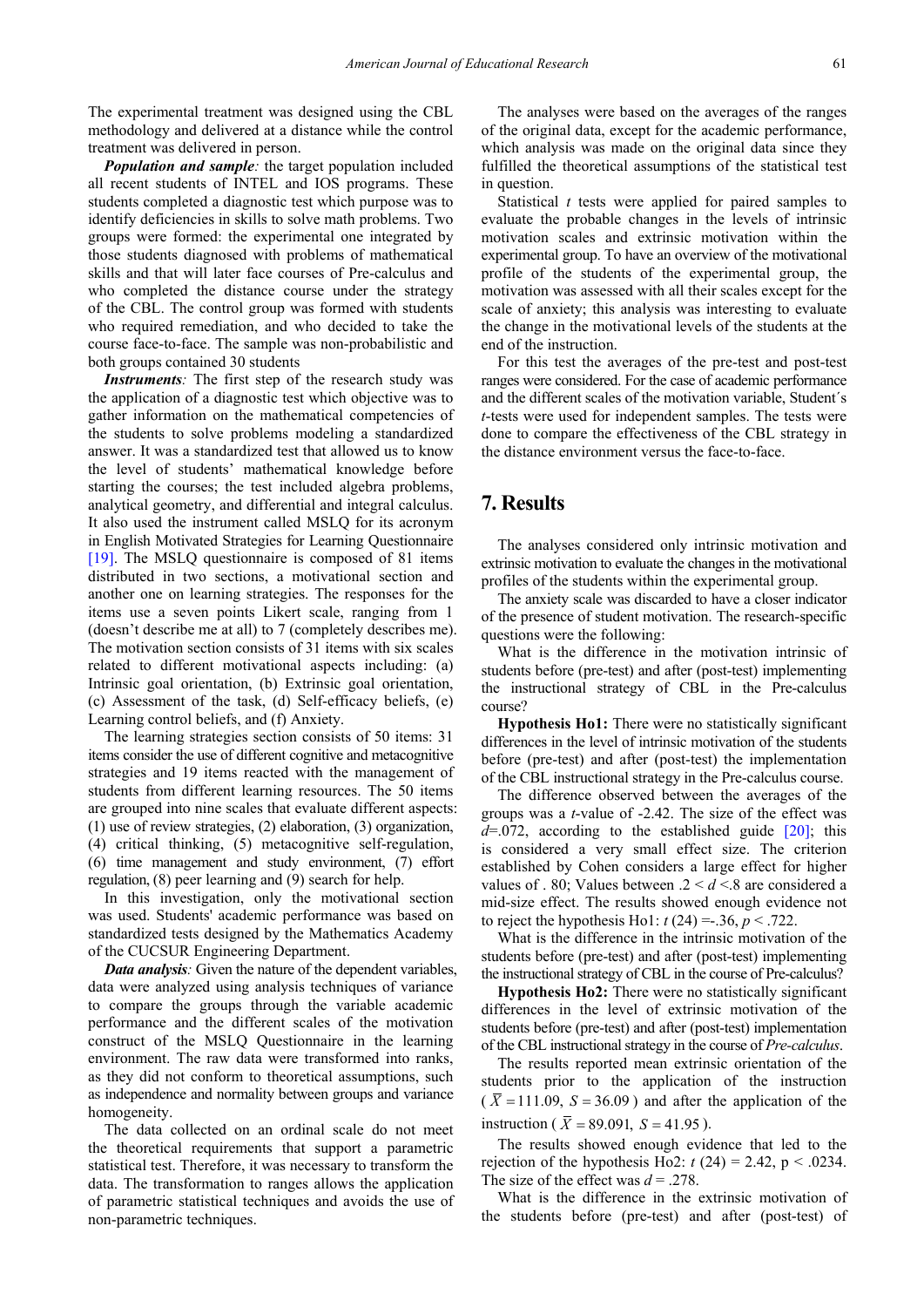The experimental treatment was designed using the CBL methodology and delivered at a distance while the control treatment was delivered in person.

***Population and sample:*** the target population included all recent students of INTEL and IOS programs. These students completed a diagnostic test which purpose was to identify deficiencies in skills to solve math problems. Two groups were formed: the experimental one integrated by those students diagnosed with problems of mathematical skills and that will later face courses of Pre-calculus and who completed the distance course under the strategy of the CBL. The control group was formed with students who required remediation, and who decided to take the course face-to-face. The sample was non-probabilistic and both groups contained 30 students

***Instruments:*** The first step of the research study was the application of a diagnostic test which objective was to gather information on the mathematical competencies of the students to solve problems modeling a standardized answer. It was a standardized test that allowed us to know the level of students' mathematical knowledge before starting the courses; the test included algebra problems, analytical geometry, and differential and integral calculus. It also used the instrument called MSLQ for its acronym in English Motivated Strategies for Learning Questionnaire [19]. The MSLQ questionnaire is composed of 81 items distributed in two sections, a motivational section and another one on learning strategies. The responses for the items use a seven points Likert scale, ranging from 1 (doesn't describe me at all) to 7 (completely describes me). The motivation section consists of 31 items with six scales related to different motivational aspects including: (a) Intrinsic goal orientation, (b) Extrinsic goal orientation, (c) Assessment of the task, (d) Self-efficacy beliefs, (e) Learning control beliefs, and (f) Anxiety.

The learning strategies section consists of 50 items: 31 items consider the use of different cognitive and metacognitive strategies and 19 items reacted with the management of students from different learning resources. The 50 items are grouped into nine scales that evaluate different aspects: (1) use of review strategies, (2) elaboration, (3) organization, (4) critical thinking, (5) metacognitive self-regulation, (6) time management and study environment, (7) effort regulation, (8) peer learning and (9) search for help.

In this investigation, only the motivational section was used. Students' academic performance was based on standardized tests designed by the Mathematics Academy of the CUCSUR Engineering Department.

***Data analysis:*** Given the nature of the dependent variables, data were analyzed using analysis techniques of variance to compare the groups through the variable academic performance and the different scales of the motivation construct of the MSLQ Questionnaire in the learning environment. The raw data were transformed into ranks, as they did not conform to theoretical assumptions, such as independence and normality between groups and variance homogeneity.

The data collected on an ordinal scale do not meet the theoretical requirements that support a parametric statistical test. Therefore, it was necessary to transform the data. The transformation to ranges allows the application of parametric statistical techniques and avoids the use of non-parametric techniques.

The analyses were based on the averages of the ranges of the original data, except for the academic performance, which analysis was made on the original data since they fulfilled the theoretical assumptions of the statistical test in question.

Statistical *t* tests were applied for paired samples to evaluate the probable changes in the levels of intrinsic motivation scales and extrinsic motivation within the experimental group. To have an overview of the motivational profile of the students of the experimental group, the motivation was assessed with all their scales except for the scale of anxiety; this analysis was interesting to evaluate the change in the motivational levels of the students at the end of the instruction.

For this test the averages of the pre-test and post-test ranges were considered. For the case of academic performance and the different scales of the motivation variable, Student´s *t*-tests were used for independent samples. The tests were done to compare the effectiveness of the CBL strategy in the distance environment versus the face-to-face.

## 7. Results

The analyses considered only intrinsic motivation and extrinsic motivation to evaluate the changes in the motivational profiles of the students within the experimental group.

The anxiety scale was discarded to have a closer indicator of the presence of student motivation. The research-specific questions were the following:

What is the difference in the motivation intrinsic of students before (pre-test) and after (post-test) implementing the instructional strategy of CBL in the Pre-calculus course?

**Hypothesis Ho1:** There were no statistically significant differences in the level of intrinsic motivation of the students before (pre-test) and after (post-test) the implementation of the CBL instructional strategy in the Pre-calculus course.

The difference observed between the averages of the groups was a *t*-value of -2.42. The size of the effect was $d$=.072, according to the established guide [20]; this is considered a very small effect size. The criterion established by Cohen considers a large effect for higher values of . 80; Values between $.2 < d < .8$ are considered a mid-size effect. The results showed enough evidence not to reject the hypothesis Ho1: $t\,(24) = -.36$, $p < .722$.

What is the difference in the intrinsic motivation of the students before (pre-test) and after (post-test) implementing the instructional strategy of CBL in the course of Pre-calculus?

**Hypothesis Ho2:** There were no statistically significant differences in the level of extrinsic motivation of the students before (pre-test) and after (post-test) implementation of the CBL instructional strategy in the course of *Pre-calculus*.

The results reported mean extrinsic orientation of the students prior to the application of the instruction ($\bar{X} = 111.09,\ S = 36.09$) and after the application of the instruction ($\bar{X} = 89.091,\ S = 41.95$).

The results showed enough evidence that led to the rejection of the hypothesis Ho2: $t\,(24) = 2.42$, $p < .0234$. The size of the effect was $d = .278$.

What is the difference in the extrinsic motivation of the students before (pre-test) and after (post-test) of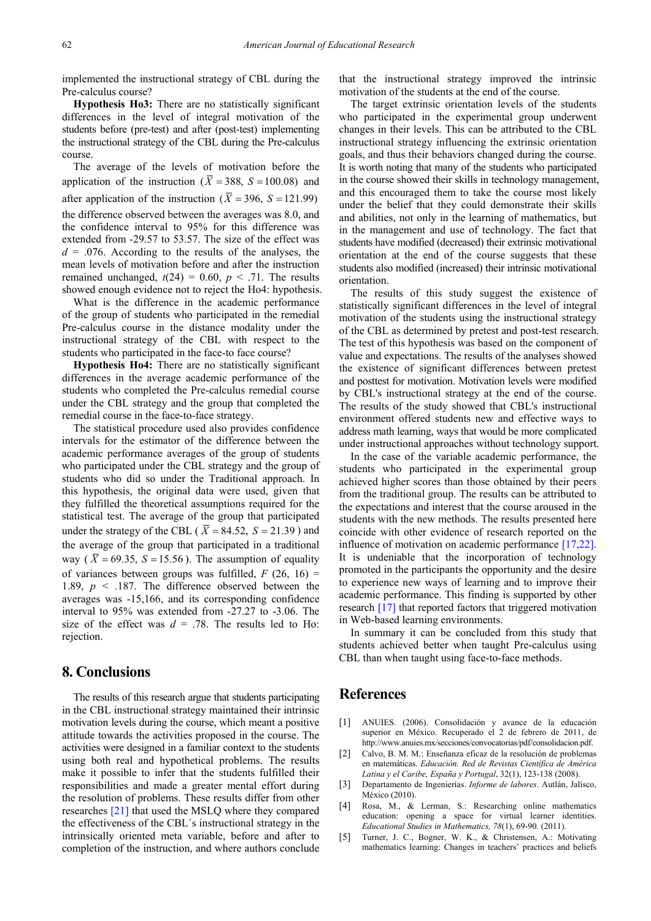implemented the instructional strategy of CBL during the Pre-calculus course?

**Hypothesis Ho3:** There are no statistically significant differences in the level of integral motivation of the students before (pre-test) and after (post-test) implementing the instructional strategy of the CBL during the Pre-calculus course.

The average of the levels of motivation before the application of the instruction ($\overline{X} = 388$, $S = 100.08$) and after application of the instruction ($\overline{X} = 396$, $S = 121.99$) the difference observed between the averages was 8.0, and the confidence interval to 95% for this difference was extended from -29.57 to 53.57. The size of the effect was $d$ = .076. According to the results of the analyses, the mean levels of motivation before and after the instruction remained unchanged, $t(24) = 0.60$, $p < .71$. The results showed enough evidence not to reject the Ho4: hypothesis.

What is the difference in the academic performance of the group of students who participated in the remedial Pre-calculus course in the distance modality under the instructional strategy of the CBL with respect to the students who participated in the face-to face course?

**Hypothesis Ho4:** There are no statistically significant differences in the average academic performance of the students who completed the Pre-calculus remedial course under the CBL strategy and the group that completed the remedial course in the face-to-face strategy.

The statistical procedure used also provides confidence intervals for the estimator of the difference between the academic performance averages of the group of students who participated under the CBL strategy and the group of students who did so under the Traditional approach. In this hypothesis, the original data were used, given that they fulfilled the theoretical assumptions required for the statistical test. The average of the group that participated under the strategy of the CBL ($\overline{X} = 84.52$, $S = 21.39$) and the average of the group that participated in a traditional way ($\overline{X} = 69.35$, $S = 15.56$). The assumption of equality of variances between groups was fulfilled, $F(26, 16) = 1.89$, $p < .187$. The difference observed between the averages was -15,166, and its corresponding confidence interval to 95% was extended from -27.27 to -3.06. The size of the effect was $d$ = .78. The results led to Ho: rejection.

## 8. Conclusions

The results of this research argue that students participating in the CBL instructional strategy maintained their intrinsic motivation levels during the course, which meant a positive attitude towards the activities proposed in the course. The activities were designed in a familiar context to the students using both real and hypothetical problems. The results make it possible to infer that the students fulfilled their responsibilities and made a greater mental effort during the resolution of problems. These results differ from other researches [21] that used the MSLQ where they compared the effectiveness of the CBL´s instructional strategy in the intrinsically oriented meta variable, before and after to completion of the instruction, and where authors conclude that the instructional strategy improved the intrinsic motivation of the students at the end of the course.

The target extrinsic orientation levels of the students who participated in the experimental group underwent changes in their levels. This can be attributed to the CBL instructional strategy influencing the extrinsic orientation goals, and thus their behaviors changed during the course. It is worth noting that many of the students who participated in the course showed their skills in technology management, and this encouraged them to take the course most likely under the belief that they could demonstrate their skills and abilities, not only in the learning of mathematics, but in the management and use of technology. The fact that students have modified (decreased) their extrinsic motivational orientation at the end of the course suggests that these students also modified (increased) their intrinsic motivational orientation.

The results of this study suggest the existence of statistically significant differences in the level of integral motivation of the students using the instructional strategy of the CBL as determined by pretest and post-test research. The test of this hypothesis was based on the component of value and expectations. The results of the analyses showed the existence of significant differences between pretest and posttest for motivation. Motivation levels were modified by CBL's instructional strategy at the end of the course. The results of the study showed that CBL's instructional environment offered students new and effective ways to address math learning, ways that would be more complicated under instructional approaches without technology support.

In the case of the variable academic performance, the students who participated in the experimental group achieved higher scores than those obtained by their peers from the traditional group. The results can be attributed to the expectations and interest that the course aroused in the students with the new methods. The results presented here coincide with other evidence of research reported on the influence of motivation on academic performance [17,22]. It is undeniable that the incorporation of technology promoted in the participants the opportunity and the desire to experience new ways of learning and to improve their academic performance. This finding is supported by other research [17] that reported factors that triggered motivation in Web-based learning environments.

In summary it can be concluded from this study that students achieved better when taught Pre-calculus using CBL than when taught using face-to-face methods.

## References

[1] ANUIES. (2006). Consolidación y avance de la educación superior en México. Recuperado el 2 de febrero de 2011, de http://www.anuies.mx/secciones/convocatorias/pdf/consolidacion.pdf.

[2] Calvo, B. M. M.: Enseñanza eficaz de la resolución de problemas en matemáticas. *Educación. Red de Revistas Científica de América Latina y el Caribe, España y Portugal*, 32(1), 123-138 (2008).

[3] Departamento de Ingenierías. *Informe de labores*. Autlán, Jalisco, México (2010).

[4] Rosa, M., & Lerman, S.: Researching online mathematics education: opening a space for virtual learner identities. *Educational Studies in Mathematics, 78*(1), 69-90. (2011).

[5] Turner, J. C., Bogner, W. K., & Christensen, A.: Motivating mathematics learning: Changes in teachers' practices and beliefs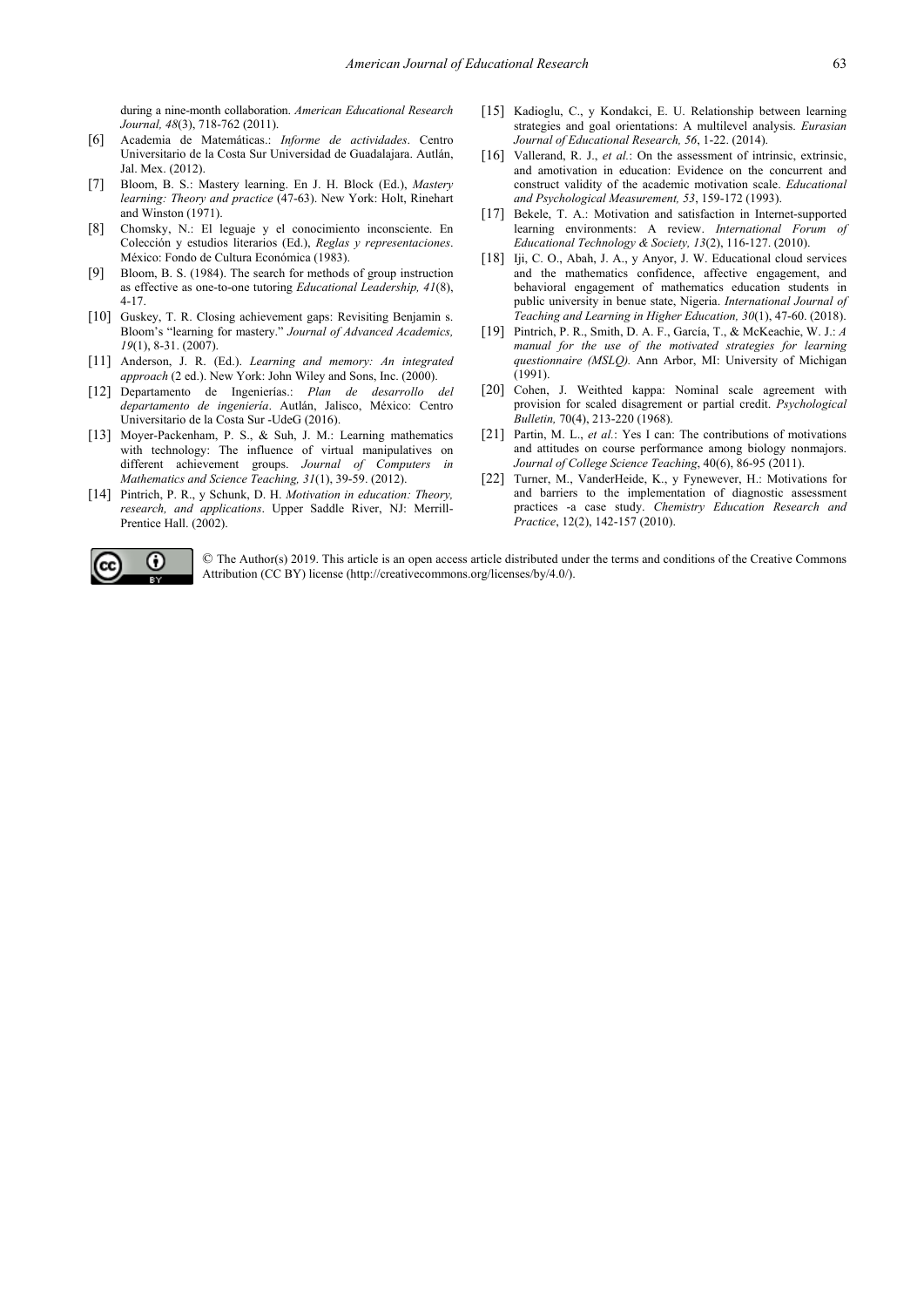during a nine-month collaboration. *American Educational Research Journal, 48*(3), 718-762 (2011).

[6] Academia de Matemáticas.: *Informe de actividades*. Centro Universitario de la Costa Sur Universidad de Guadalajara. Autlán, Jal. Mex. (2012).

[7] Bloom, B. S.: Mastery learning. En J. H. Block (Ed.), *Mastery learning: Theory and practice* (47-63). New York: Holt, Rinehart and Winston (1971).

[8] Chomsky, N.: El leguaje y el conocimiento inconsciente. En Colección y estudios literarios (Ed.), *Reglas y representaciones*. México: Fondo de Cultura Económica (1983).

[9] Bloom, B. S. (1984). The search for methods of group instruction as effective as one-to-one tutoring *Educational Leadership, 41*(8), 4-17.

[10] Guskey, T. R. Closing achievement gaps: Revisiting Benjamin s. Bloom's "learning for mastery." *Journal of Advanced Academics, 19*(1), 8-31. (2007).

[11] Anderson, J. R. (Ed.). *Learning and memory: An integrated approach* (2 ed.). New York: John Wiley and Sons, Inc. (2000).

[12] Departamento de Ingenierías.: *Plan de desarrollo del departamento de ingeniería*. Autlán, Jalisco, México: Centro Universitario de la Costa Sur -UdeG (2016).

[13] Moyer-Packenham, P. S., & Suh, J. M.: Learning mathematics with technology: The influence of virtual manipulatives on different achievement groups. *Journal of Computers in Mathematics and Science Teaching, 31*(1), 39-59. (2012).

[14] Pintrich, P. R., y Schunk, D. H. *Motivation in education: Theory, research, and applications*. Upper Saddle River, NJ: Merrill-Prentice Hall. (2002).

[15] Kadioglu, C., y Kondakci, E. U. Relationship between learning strategies and goal orientations: A multilevel analysis. *Eurasian Journal of Educational Research, 56*, 1-22. (2014).

[16] Vallerand, R. J., *et al.*: On the assessment of intrinsic, extrinsic, and amotivation in education: Evidence on the concurrent and construct validity of the academic motivation scale. *Educational and Psychological Measurement, 53*, 159-172 (1993).

[17] Bekele, T. A.: Motivation and satisfaction in Internet-supported learning environments: A review. *International Forum of Educational Technology & Society, 13*(2), 116-127. (2010).

[18] Iji, C. O., Abah, J. A., y Anyor, J. W. Educational cloud services and the mathematics confidence, affective engagement, and behavioral engagement of mathematics education students in public university in benue state, Nigeria. *International Journal of Teaching and Learning in Higher Education, 30*(1), 47-60. (2018).

[19] Pintrich, P. R., Smith, D. A. F., García, T., & McKeachie, W. J.: *A manual for the use of the motivated strategies for learning questionnaire (MSLQ).* Ann Arbor, MI: University of Michigan (1991).

[20] Cohen, J. Weithted kappa: Nominal scale agreement with provision for scaled disagreement or partial credit. *Psychological Bulletin,* 70(4), 213-220 (1968).

[21] Partin, M. L., *et al.*: Yes I can: The contributions of motivations and attitudes on course performance among biology nonmajors. *Journal of College Science Teaching*, 40(6), 86-95 (2011).

[22] Turner, M., VanderHeide, K., y Fynewever, H.: Motivations for and barriers to the implementation of diagnostic assessment practices -a case study. *Chemistry Education Research and Practice*, 12(2), 142-157 (2010).

© The Author(s) 2019. This article is an open access article distributed under the terms and conditions of the Creative Commons Attribution (CC BY) license (http://creativecommons.org/licenses/by/4.0/).